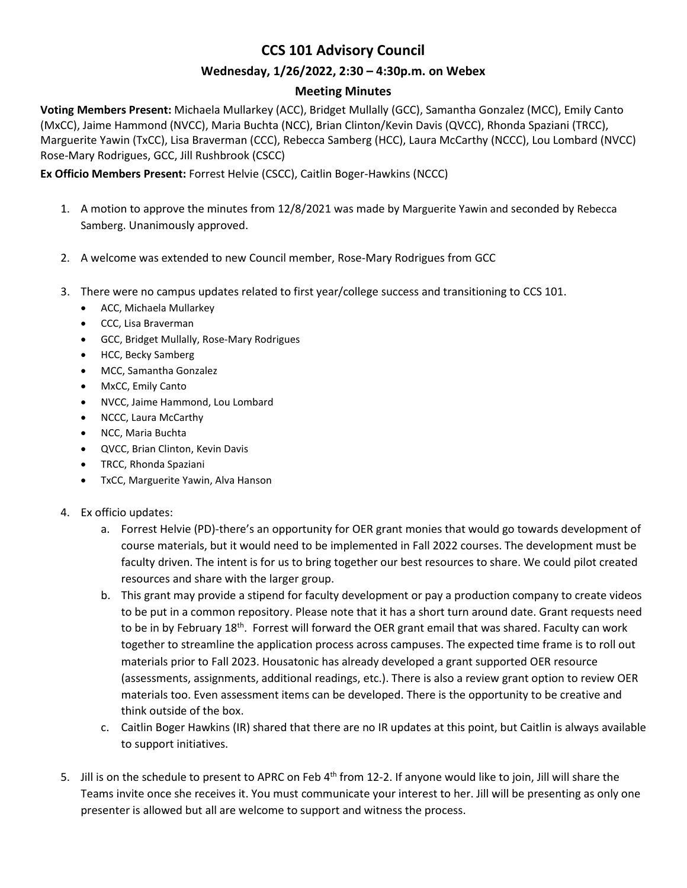# CCS 101 Advisory Council

## Wednesday, 1/26/2022, 2:30 – 4:30p.m. on Webex

## Meeting Minutes

**Voting Members Present:** Michaela Mullarkey (ACC), Bridget Mullally (GCC), Samantha Gonzalez (MCC), Emily Canto (MxCC), Jaime Hammond (NVCC), Maria Buchta (NCC), Brian Clinton/Kevin Davis (QVCC), Rhonda Spaziani (TRCC), Marguerite Yawin (TxCC), Lisa Braverman (CCC), Rebecca Samberg (HCC), Laura McCarthy (NCCC), Lou Lombard (NVCC) Rose-Mary Rodrigues, GCC, Jill Rushbrook (CSCC)

**Ex Officio Members Present:** Forrest Helvie (CSCC), Caitlin Boger-Hawkins (NCCC)

1. A motion to approve the minutes from 12/8/2021 was made by Marguerite Yawin and seconded by Rebecca Samberg. Unanimously approved.

2. A welcome was extended to new Council member, Rose-Mary Rodrigues from GCC

3. There were no campus updates related to first year/college success and transitioning to CCS 101.
   - ACC, Michaela Mullarkey
   - CCC, Lisa Braverman
   - GCC, Bridget Mullally, Rose-Mary Rodrigues
   - HCC, Becky Samberg
   - MCC, Samantha Gonzalez
   - MxCC, Emily Canto
   - NVCC, Jaime Hammond, Lou Lombard
   - NCCC, Laura McCarthy
   - NCC, Maria Buchta
   - QVCC, Brian Clinton, Kevin Davis
   - TRCC, Rhonda Spaziani
   - TxCC, Marguerite Yawin, Alva Hanson

4. Ex officio updates:
   a. Forrest Helvie (PD)-there's an opportunity for OER grant monies that would go towards development of course materials, but it would need to be implemented in Fall 2022 courses. The development must be faculty driven. The intent is for us to bring together our best resources to share. We could pilot created resources and share with the larger group.
   b. This grant may provide a stipend for faculty development or pay a production company to create videos to be put in a common repository. Please note that it has a short turn around date. Grant requests need to be in by February 18th. Forrest will forward the OER grant email that was shared. Faculty can work together to streamline the application process across campuses. The expected time frame is to roll out materials prior to Fall 2023. Housatonic has already developed a grant supported OER resource (assessments, assignments, additional readings, etc.). There is also a review grant option to review OER materials too. Even assessment items can be developed. There is the opportunity to be creative and think outside of the box.
   c. Caitlin Boger Hawkins (IR) shared that there are no IR updates at this point, but Caitlin is always available to support initiatives.

5. Jill is on the schedule to present to APRC on Feb 4th from 12-2. If anyone would like to join, Jill will share the Teams invite once she receives it. You must communicate your interest to her. Jill will be presenting as only one presenter is allowed but all are welcome to support and witness the process.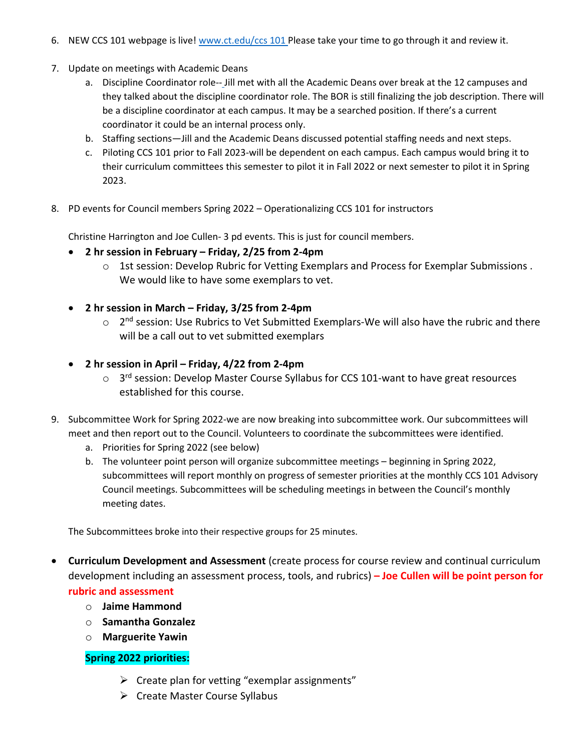6. NEW CCS 101 webpage is live! [www.ct.edu/ccs 101](www.ct.edu/ccs101) Please take your time to go through it and review it.

7. Update on meetings with Academic Deans
   a. Discipline Coordinator role-- Jill met with all the Academic Deans over break at the 12 campuses and they talked about the discipline coordinator role. The BOR is still finalizing the job description. There will be a discipline coordinator at each campus. It may be a searched position. If there's a current coordinator it could be an internal process only.
   b. Staffing sections—Jill and the Academic Deans discussed potential staffing needs and next steps.
   c. Piloting CCS 101 prior to Fall 2023-will be dependent on each campus. Each campus would bring it to their curriculum committees this semester to pilot it in Fall 2022 or next semester to pilot it in Spring 2023.

8. PD events for Council members Spring 2022 – Operationalizing CCS 101 for instructors

   Christine Harrington and Joe Cullen- 3 pd events. This is just for council members.

   - **2 hr session in February – Friday, 2/25 from 2-4pm**
     - 1st session: Develop Rubric for Vetting Exemplars and Process for Exemplar Submissions . We would like to have some exemplars to vet.

   - **2 hr session in March – Friday, 3/25 from 2-4pm**
     - 2nd session: Use Rubrics to Vet Submitted Exemplars-We will also have the rubric and there will be a call out to vet submitted exemplars

   - **2 hr session in April – Friday, 4/22 from 2-4pm**
     - 3rd session: Develop Master Course Syllabus for CCS 101-want to have great resources established for this course.

9. Subcommittee Work for Spring 2022-we are now breaking into subcommittee work. Our subcommittees will meet and then report out to the Council. Volunteers to coordinate the subcommittees were identified.
   a. Priorities for Spring 2022 (see below)
   b. The volunteer point person will organize subcommittee meetings – beginning in Spring 2022, subcommittees will report monthly on progress of semester priorities at the monthly CCS 101 Advisory Council meetings. Subcommittees will be scheduling meetings in between the Council's monthly meeting dates.

   The Subcommittees broke into their respective groups for 25 minutes.

- **Curriculum Development and Assessment** (create process for course review and continual curriculum development including an assessment process, tools, and rubrics) **– Joe Cullen will be point person for rubric and assessment**
  - **Jaime Hammond**
  - **Samantha Gonzalez**
  - **Marguerite Yawin**

  **Spring 2022 priorities:**

  - Create plan for vetting "exemplar assignments"
  - Create Master Course Syllabus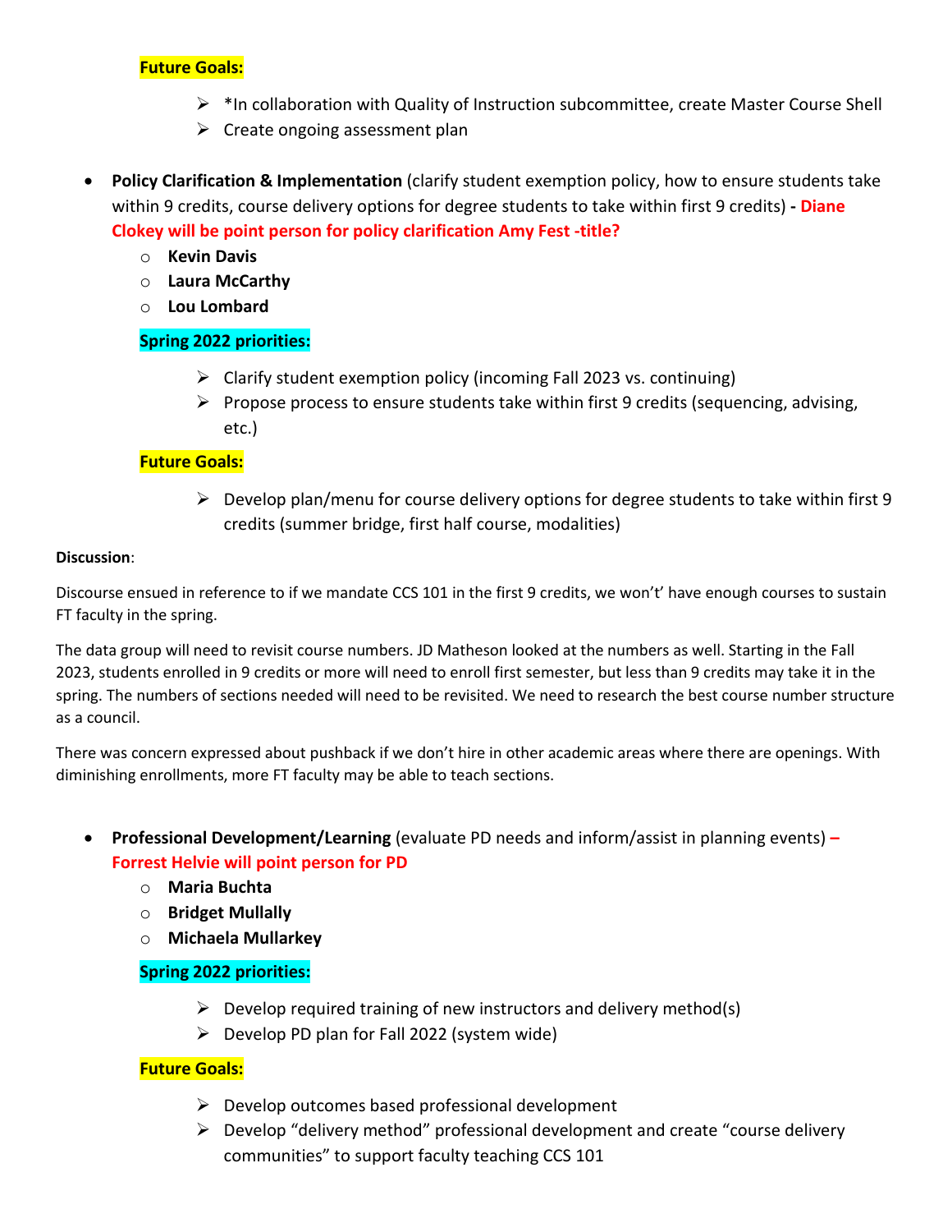**Future Goals:**

- *In collaboration with Quality of Instruction subcommittee, create Master Course Shell
- Create ongoing assessment plan

- **Policy Clarification & Implementation** (clarify student exemption policy, how to ensure students take within 9 credits, course delivery options for degree students to take within first 9 credits) **- Diane Clokey will be point person for policy clarification Amy Fest -title?**
  - **Kevin Davis**
  - **Laura McCarthy**
  - **Lou Lombard**

  **Spring 2022 priorities:**

  - Clarify student exemption policy (incoming Fall 2023 vs. continuing)
  - Propose process to ensure students take within first 9 credits (sequencing, advising, etc.)

  **Future Goals:**

  - Develop plan/menu for course delivery options for degree students to take within first 9 credits (summer bridge, first half course, modalities)

**Discussion**:

Discourse ensued in reference to if we mandate CCS 101 in the first 9 credits, we won't' have enough courses to sustain FT faculty in the spring.

The data group will need to revisit course numbers. JD Matheson looked at the numbers as well. Starting in the Fall 2023, students enrolled in 9 credits or more will need to enroll first semester, but less than 9 credits may take it in the spring. The numbers of sections needed will need to be revisited. We need to research the best course number structure as a council.

There was concern expressed about pushback if we don't hire in other academic areas where there are openings. With diminishing enrollments, more FT faculty may be able to teach sections.

- **Professional Development/Learning** (evaluate PD needs and inform/assist in planning events) **– Forrest Helvie will point person for PD**
  - **Maria Buchta**
  - **Bridget Mullally**
  - **Michaela Mullarkey**

  **Spring 2022 priorities:**

  - Develop required training of new instructors and delivery method(s)
  - Develop PD plan for Fall 2022 (system wide)

  **Future Goals:**

  - Develop outcomes based professional development
  - Develop "delivery method" professional development and create "course delivery communities" to support faculty teaching CCS 101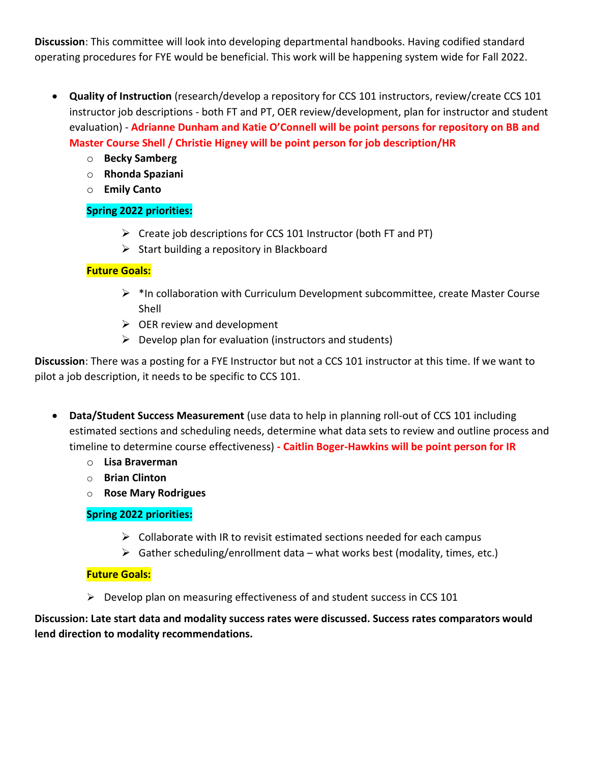**Discussion**: This committee will look into developing departmental handbooks. Having codified standard operating procedures for FYE would be beneficial. This work will be happening system wide for Fall 2022.

- **Quality of Instruction** (research/develop a repository for CCS 101 instructors, review/create CCS 101 instructor job descriptions - both FT and PT, OER review/development, plan for instructor and student evaluation) - **Adrianne Dunham and Katie O'Connell will be point persons for repository on BB and Master Course Shell / Christie Higney will be point person for job description/HR**
  - **Becky Samberg**
  - **Rhonda Spaziani**
  - **Emily Canto**

  **Spring 2022 priorities:**

  - Create job descriptions for CCS 101 Instructor (both FT and PT)
  - Start building a repository in Blackboard

  **Future Goals:**

  - *In collaboration with Curriculum Development subcommittee, create Master Course Shell
  - OER review and development
  - Develop plan for evaluation (instructors and students)

**Discussion**: There was a posting for a FYE Instructor but not a CCS 101 instructor at this time. If we want to pilot a job description, it needs to be specific to CCS 101.

- **Data/Student Success Measurement** (use data to help in planning roll-out of CCS 101 including estimated sections and scheduling needs, determine what data sets to review and outline process and timeline to determine course effectiveness) **- Caitlin Boger-Hawkins will be point person for IR**
  - **Lisa Braverman**
  - **Brian Clinton**
  - **Rose Mary Rodrigues**

  **Spring 2022 priorities:**

  - Collaborate with IR to revisit estimated sections needed for each campus
  - Gather scheduling/enrollment data – what works best (modality, times, etc.)

  **Future Goals:**

  - Develop plan on measuring effectiveness of and student success in CCS 101

**Discussion: Late start data and modality success rates were discussed. Success rates comparators would lend direction to modality recommendations.**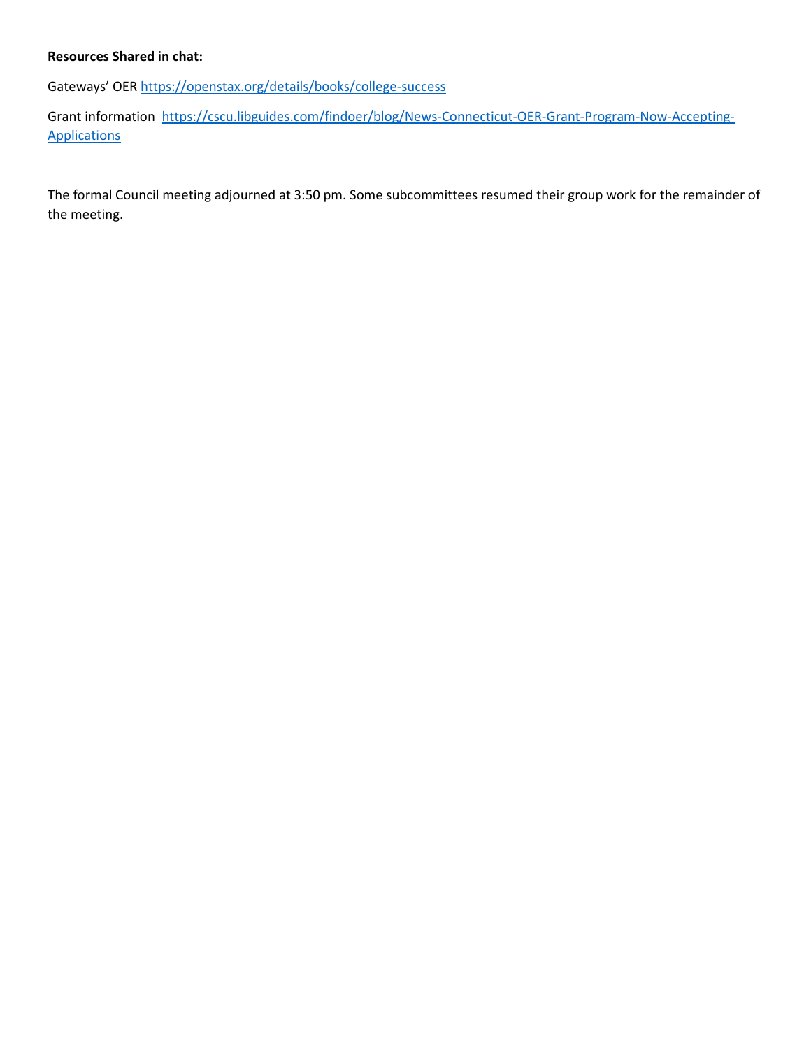**Resources Shared in chat:**

Gateways' OER https://openstax.org/details/books/college-success

Grant information https://cscu.libguides.com/findoer/blog/News-Connecticut-OER-Grant-Program-Now-Accepting-Applications

The formal Council meeting adjourned at 3:50 pm. Some subcommittees resumed their group work for the remainder of the meeting.